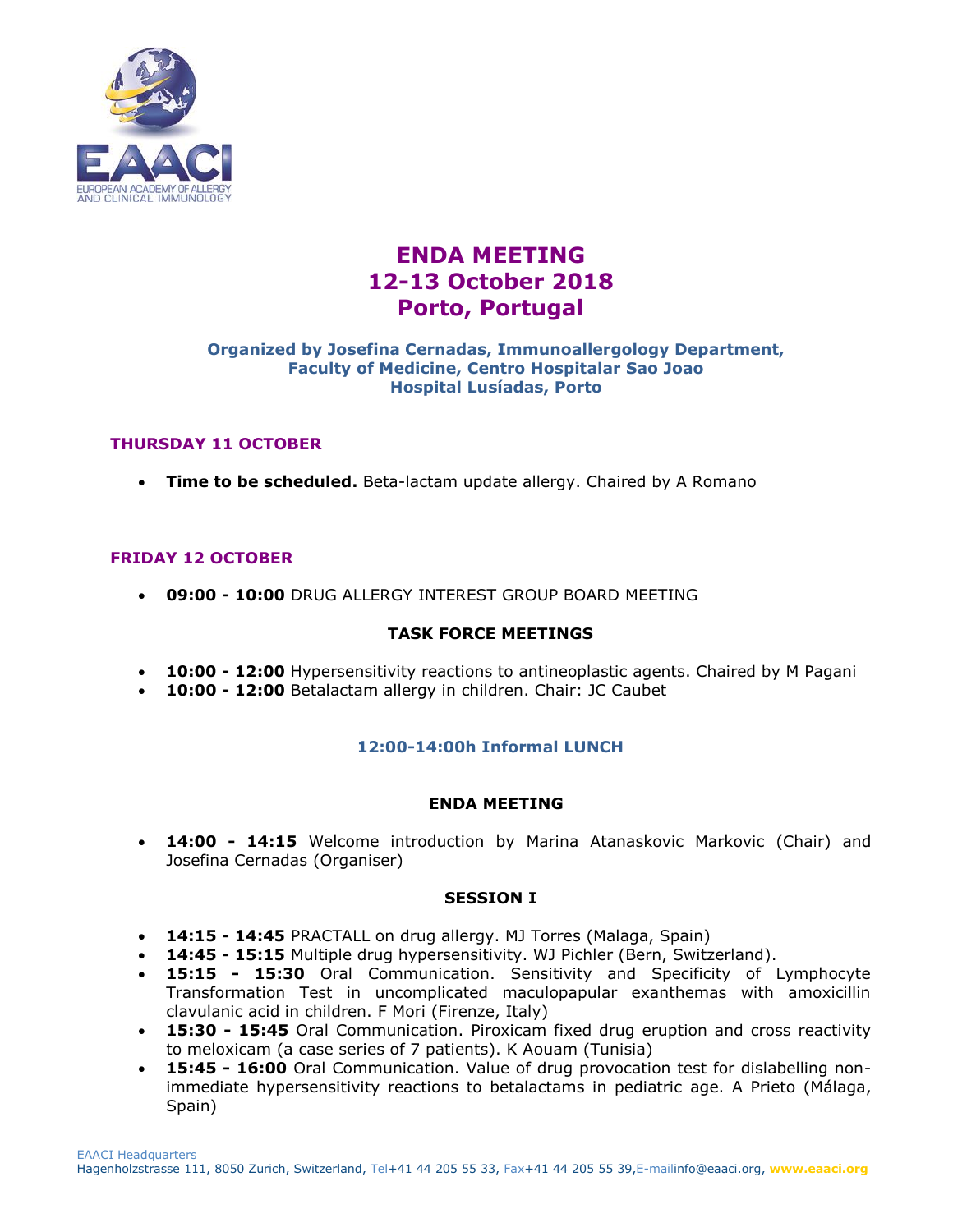# ENDA MEETING
# 12-13 October 2018
# Porto, Portugal

**Organized by Josefina Cernadas, Immunoallergology Department, Faculty of Medicine, Centro Hospitalar Sao Joao Hospital Lusíadas, Porto**

## THURSDAY 11 OCTOBER

- **Time to be scheduled.** Beta-lactam update allergy. Chaired by A Romano

## FRIDAY 12 OCTOBER

- **09:00 - 10:00** DRUG ALLERGY INTEREST GROUP BOARD MEETING

### TASK FORCE MEETINGS

- **10:00 - 12:00** Hypersensitivity reactions to antineoplastic agents. Chaired by M Pagani
- **10:00 - 12:00** Betalactam allergy in children. Chair: JC Caubet

### 12:00-14:00h Informal LUNCH

### ENDA MEETING

- **14:00 - 14:15** Welcome introduction by Marina Atanaskovic Markovic (Chair) and Josefina Cernadas (Organiser)

### SESSION I

- **14:15 - 14:45** PRACTALL on drug allergy. MJ Torres (Malaga, Spain)
- **14:45 - 15:15** Multiple drug hypersensitivity. WJ Pichler (Bern, Switzerland).
- **15:15 - 15:30** Oral Communication. Sensitivity and Specificity of Lymphocyte Transformation Test in uncomplicated maculopapular exanthemas with amoxicillin clavulanic acid in children. F Mori (Firenze, Italy)
- **15:30 - 15:45** Oral Communication. Piroxicam fixed drug eruption and cross reactivity to meloxicam (a case series of 7 patients). K Aouam (Tunisia)
- **15:45 - 16:00** Oral Communication. Value of drug provocation test for dislabelling non-immediate hypersensitivity reactions to betalactams in pediatric age. A Prieto (Málaga, Spain)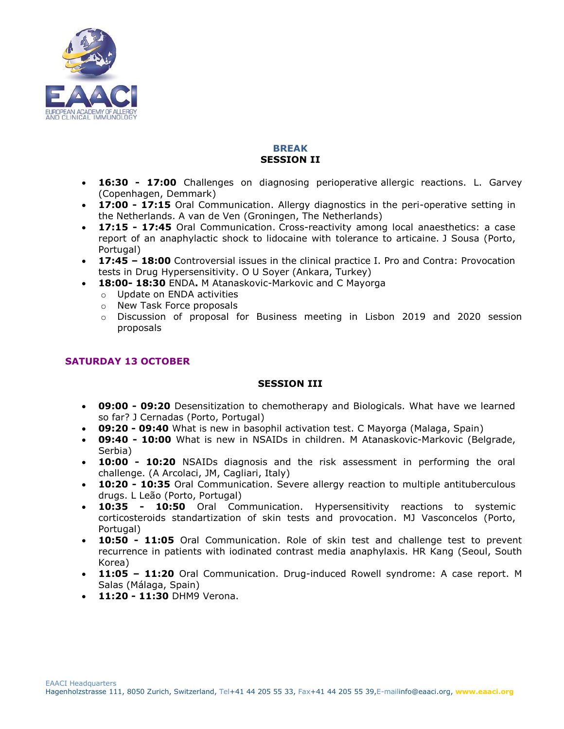**BREAK**

**SESSION II**

- **16:30 - 17:00** Challenges on diagnosing perioperative allergic reactions. L. Garvey (Copenhagen, Demmark)
- **17:00 - 17:15** Oral Communication. Allergy diagnostics in the peri-operative setting in the Netherlands. A van de Ven (Groningen, The Netherlands)
- **17:15 - 17:45** Oral Communication. Cross-reactivity among local anaesthetics: a case report of an anaphylactic shock to lidocaine with tolerance to articaine. J Sousa (Porto, Portugal)
- **17:45 – 18:00** Controversial issues in the clinical practice I. Pro and Contra: Provocation tests in Drug Hypersensitivity. O U Soyer (Ankara, Turkey)
- **18:00- 18:30** ENDA**.** M Atanaskovic-Markovic and C Mayorga
  - Update on ENDA activities
  - New Task Force proposals
  - Discussion of proposal for Business meeting in Lisbon 2019 and 2020 session proposals

## SATURDAY 13 OCTOBER

**SESSION III**

- **09:00 - 09:20** Desensitization to chemotherapy and Biologicals. What have we learned so far? J Cernadas (Porto, Portugal)
- **09:20 - 09:40** What is new in basophil activation test. C Mayorga (Malaga, Spain)
- **09:40 - 10:00** What is new in NSAIDs in children. M Atanaskovic-Markovic (Belgrade, Serbia)
- **10:00 - 10:20** NSAIDs diagnosis and the risk assessment in performing the oral challenge. (A Arcolaci, JM, Cagliari, Italy)
- **10:20 - 10:35** Oral Communication. Severe allergy reaction to multiple antituberculous drugs. L Leão (Porto, Portugal)
- **10:35 - 10:50** Oral Communication. Hypersensitivity reactions to systemic corticosteroids standartization of skin tests and provocation. MJ Vasconcelos (Porto, Portugal)
- **10:50 - 11:05** Oral Communication. Role of skin test and challenge test to prevent recurrence in patients with iodinated contrast media anaphylaxis. HR Kang (Seoul, South Korea)
- **11:05 – 11:20** Oral Communication. Drug-induced Rowell syndrome: A case report. M Salas (Málaga, Spain)
- **11:20 - 11:30** DHM9 Verona.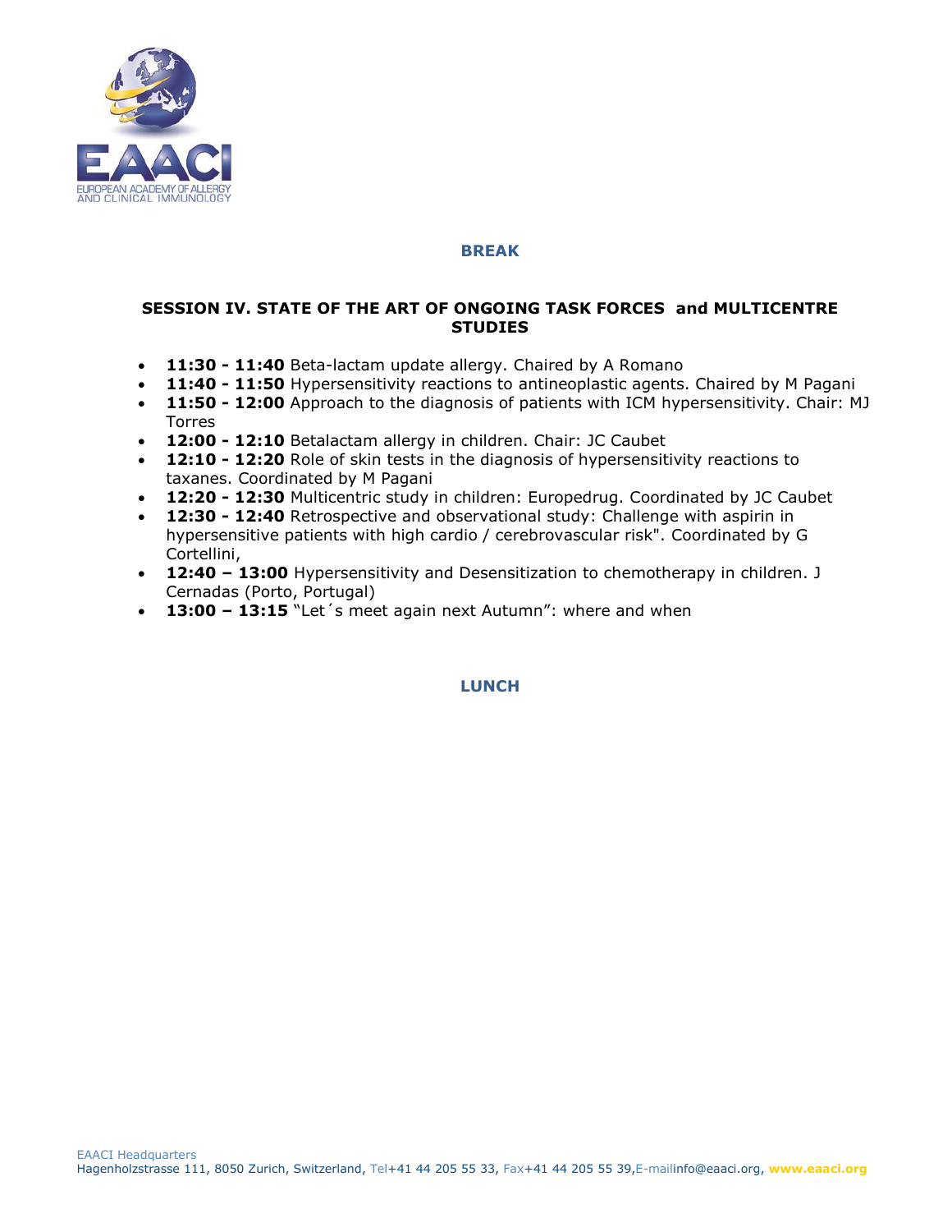**BREAK**

## SESSION IV. STATE OF THE ART OF ONGOING TASK FORCES and MULTICENTRE STUDIES

- **11:30 - 11:40** Beta-lactam update allergy. Chaired by A Romano
- **11:40 - 11:50** Hypersensitivity reactions to antineoplastic agents. Chaired by M Pagani
- **11:50 - 12:00** Approach to the diagnosis of patients with ICM hypersensitivity. Chair: MJ Torres
- **12:00 - 12:10** Betalactam allergy in children. Chair: JC Caubet
- **12:10 - 12:20** Role of skin tests in the diagnosis of hypersensitivity reactions to taxanes. Coordinated by M Pagani
- **12:20 - 12:30** Multicentric study in children: Europedrug. Coordinated by JC Caubet
- **12:30 - 12:40** Retrospective and observational study: Challenge with aspirin in hypersensitive patients with high cardio / cerebrovascular risk". Coordinated by G Cortellini,
- **12:40 – 13:00** Hypersensitivity and Desensitization to chemotherapy in children. J Cernadas (Porto, Portugal)
- **13:00 – 13:15** "Let´s meet again next Autumn": where and when

**LUNCH**